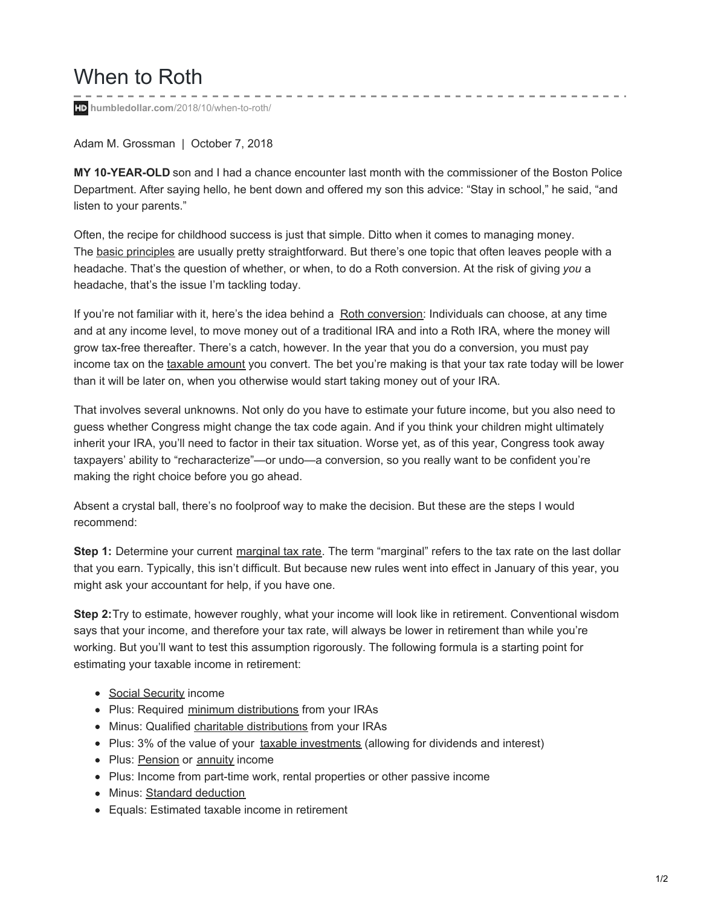# When to Roth

humbledollar.com/2018/10/when-to-roth/

Adam M. Grossman | October 7, 2018

**MY 10-YEAR-OLD** son and I had a chance encounter last month with the commissioner of the Boston Police Department. After saying hello, he bent down and offered my son this advice: "Stay in school," he said, "and listen to your parents."

Often, the recipe for childhood success is just that simple. Ditto when it comes to managing money. The basic principles are usually pretty straightforward. But there's one topic that often leaves people with a headache. That's the question of whether, or when, to do a Roth conversion. At the risk of giving *you* a headache, that's the issue I'm tackling today.

If you're not familiar with it, here's the idea behind a Roth conversion: Individuals can choose, at any time and at any income level, to move money out of a traditional IRA and into a Roth IRA, where the money will grow tax-free thereafter. There's a catch, however. In the year that you do a conversion, you must pay income tax on the taxable amount you convert. The bet you're making is that your tax rate today will be lower than it will be later on, when you otherwise would start taking money out of your IRA.

That involves several unknowns. Not only do you have to estimate your future income, but you also need to guess whether Congress might change the tax code again. And if you think your children might ultimately inherit your IRA, you'll need to factor in their tax situation. Worse yet, as of this year, Congress took away taxpayers' ability to "recharacterize"—or undo—a conversion, so you really want to be confident you're making the right choice before you go ahead.

Absent a crystal ball, there's no foolproof way to make the decision. But these are the steps I would recommend:

**Step 1:** Determine your current marginal tax rate. The term "marginal" refers to the tax rate on the last dollar that you earn. Typically, this isn't difficult. But because new rules went into effect in January of this year, you might ask your accountant for help, if you have one.

**Step 2:** Try to estimate, however roughly, what your income will look like in retirement. Conventional wisdom says that your income, and therefore your tax rate, will always be lower in retirement than while you're working. But you'll want to test this assumption rigorously. The following formula is a starting point for estimating your taxable income in retirement:

- Social Security income
- Plus: Required minimum distributions from your IRAs
- Minus: Qualified charitable distributions from your IRAs
- Plus: 3% of the value of your taxable investments (allowing for dividends and interest)
- Plus: Pension or annuity income
- Plus: Income from part-time work, rental properties or other passive income
- Minus: Standard deduction
- Equals: Estimated taxable income in retirement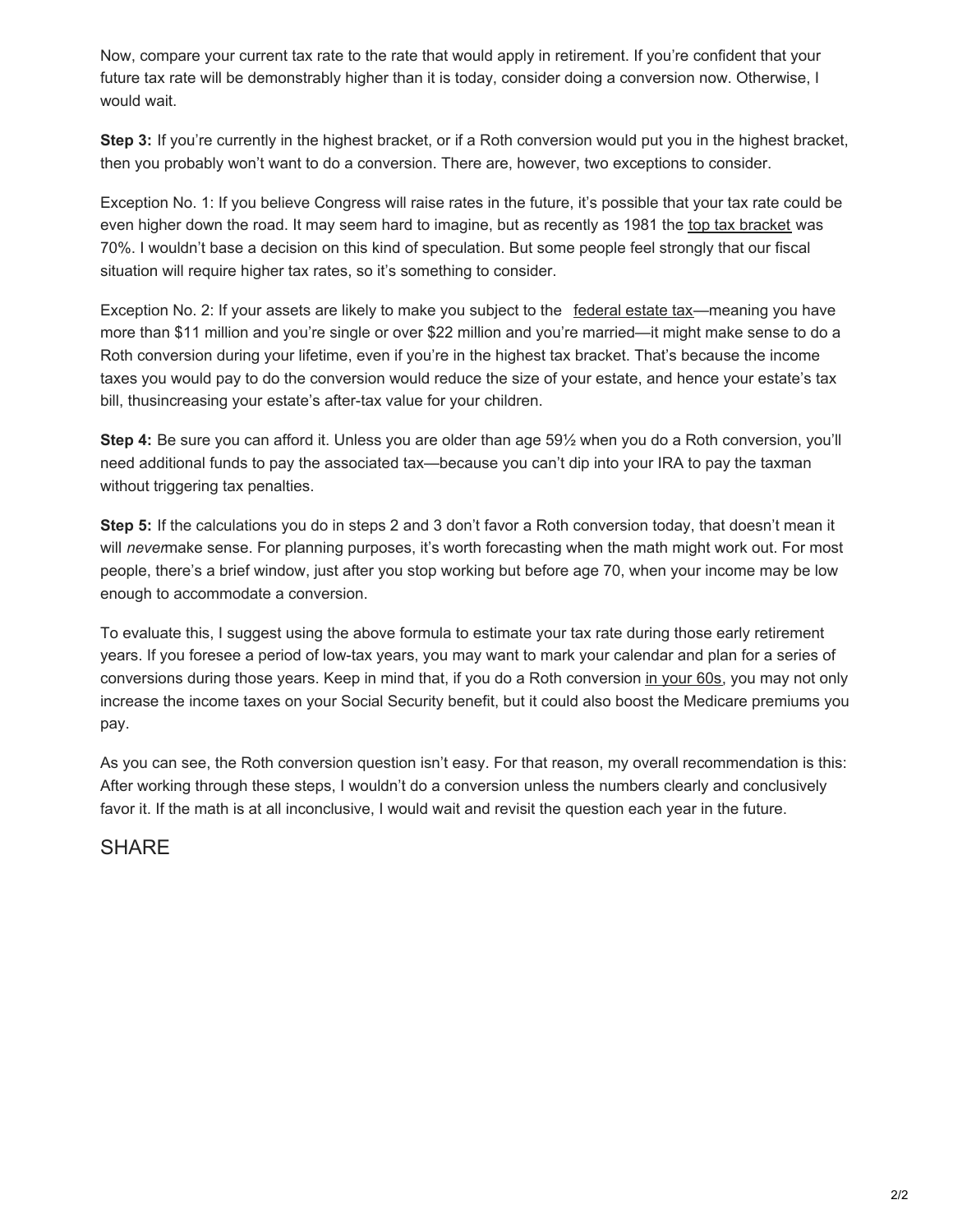Now, compare your current tax rate to the rate that would apply in retirement. If you're confident that your future tax rate will be demonstrably higher than it is today, consider doing a conversion now. Otherwise, I would wait.

**Step 3:** If you're currently in the highest bracket, or if a Roth conversion would put you in the highest bracket, then you probably won't want to do a conversion. There are, however, two exceptions to consider.

Exception No. 1: If you believe Congress will raise rates in the future, it's possible that your tax rate could be even higher down the road. It may seem hard to imagine, but as recently as 1981 the top tax bracket was 70%. I wouldn't base a decision on this kind of speculation. But some people feel strongly that our fiscal situation will require higher tax rates, so it's something to consider.

Exception No. 2: If your assets are likely to make you subject to the federal estate tax—meaning you have more than $11 million and you're single or over $22 million and you're married—it might make sense to do a Roth conversion during your lifetime, even if you're in the highest tax bracket. That's because the income taxes you would pay to do the conversion would reduce the size of your estate, and hence your estate's tax bill, thusincreasing your estate's after-tax value for your children.

**Step 4:** Be sure you can afford it. Unless you are older than age 59½ when you do a Roth conversion, you'll need additional funds to pay the associated tax—because you can't dip into your IRA to pay the taxman without triggering tax penalties.

**Step 5:** If the calculations you do in steps 2 and 3 don't favor a Roth conversion today, that doesn't mean it will *never*make sense. For planning purposes, it's worth forecasting when the math might work out. For most people, there's a brief window, just after you stop working but before age 70, when your income may be low enough to accommodate a conversion.

To evaluate this, I suggest using the above formula to estimate your tax rate during those early retirement years. If you foresee a period of low-tax years, you may want to mark your calendar and plan for a series of conversions during those years. Keep in mind that, if you do a Roth conversion in your 60s, you may not only increase the income taxes on your Social Security benefit, but it could also boost the Medicare premiums you pay.

As you can see, the Roth conversion question isn't easy. For that reason, my overall recommendation is this: After working through these steps, I wouldn't do a conversion unless the numbers clearly and conclusively favor it. If the math is at all inconclusive, I would wait and revisit the question each year in the future.

SHARE